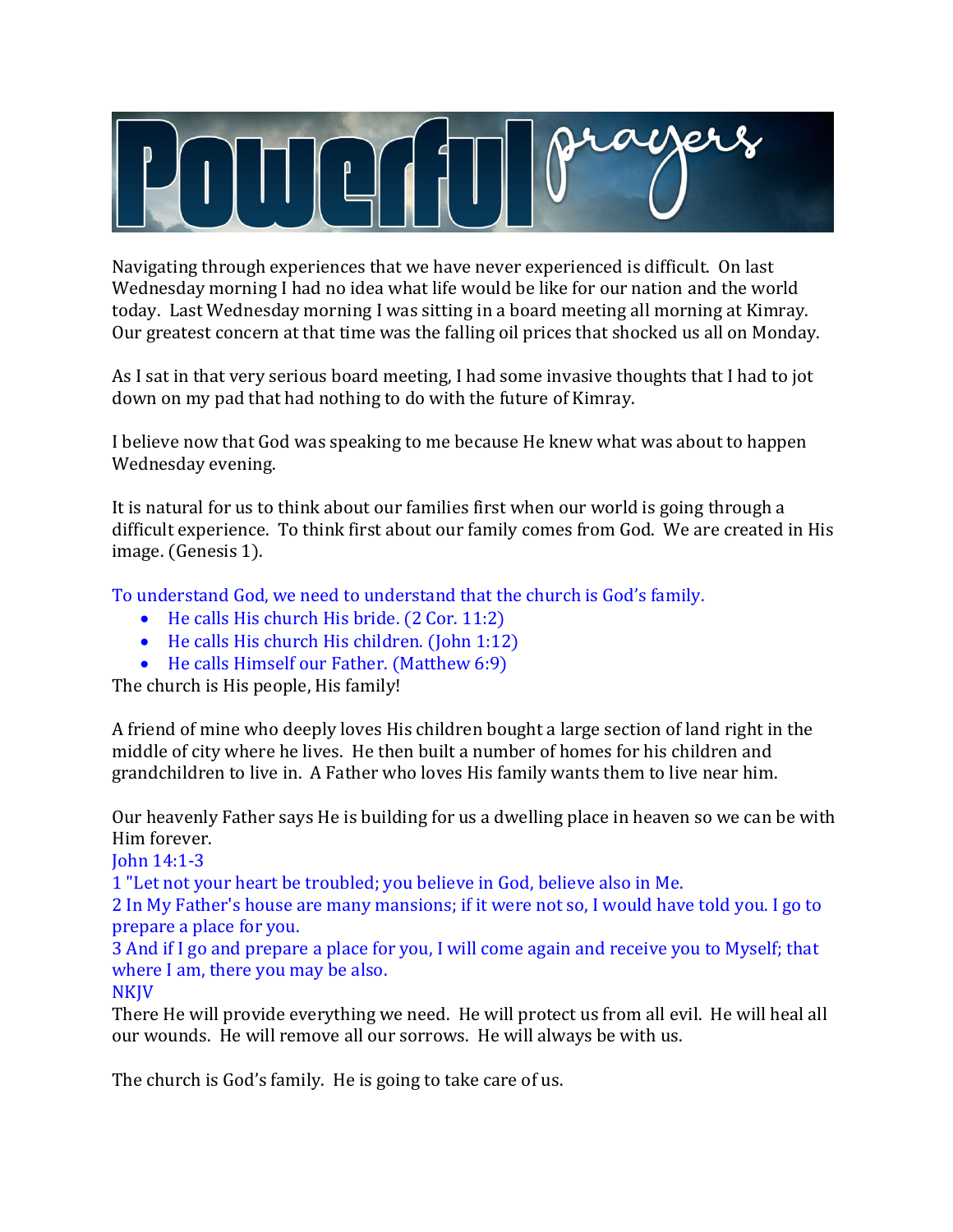# Powerful prayers

Navigating through experiences that we have never experienced is difficult. On last Wednesday morning I had no idea what life would be like for our nation and the world today. Last Wednesday morning I was sitting in a board meeting all morning at Kimray. Our greatest concern at that time was the falling oil prices that shocked us all on Monday.

As I sat in that very serious board meeting, I had some invasive thoughts that I had to jot down on my pad that had nothing to do with the future of Kimray.

I believe now that God was speaking to me because He knew what was about to happen Wednesday evening.

It is natural for us to think about our families first when our world is going through a difficult experience. To think first about our family comes from God. We are created in His image. (Genesis 1).

To understand God, we need to understand that the church is God's family.

- He calls His church His bride. (2 Cor. 11:2)
- He calls His church His children. (John 1:12)
- He calls Himself our Father. (Matthew 6:9)

The church is His people, His family!

A friend of mine who deeply loves His children bought a large section of land right in the middle of city where he lives. He then built a number of homes for his children and grandchildren to live in. A Father who loves His family wants them to live near him.

Our heavenly Father says He is building for us a dwelling place in heaven so we can be with Him forever.

John 14:1-3
1 "Let not your heart be troubled; you believe in God, believe also in Me.
2 In My Father's house are many mansions; if it were not so, I would have told you. I go to prepare a place for you.
3 And if I go and prepare a place for you, I will come again and receive you to Myself; that where I am, there you may be also.
NKJV

There He will provide everything we need. He will protect us from all evil. He will heal all our wounds. He will remove all our sorrows. He will always be with us.

The church is God's family. He is going to take care of us.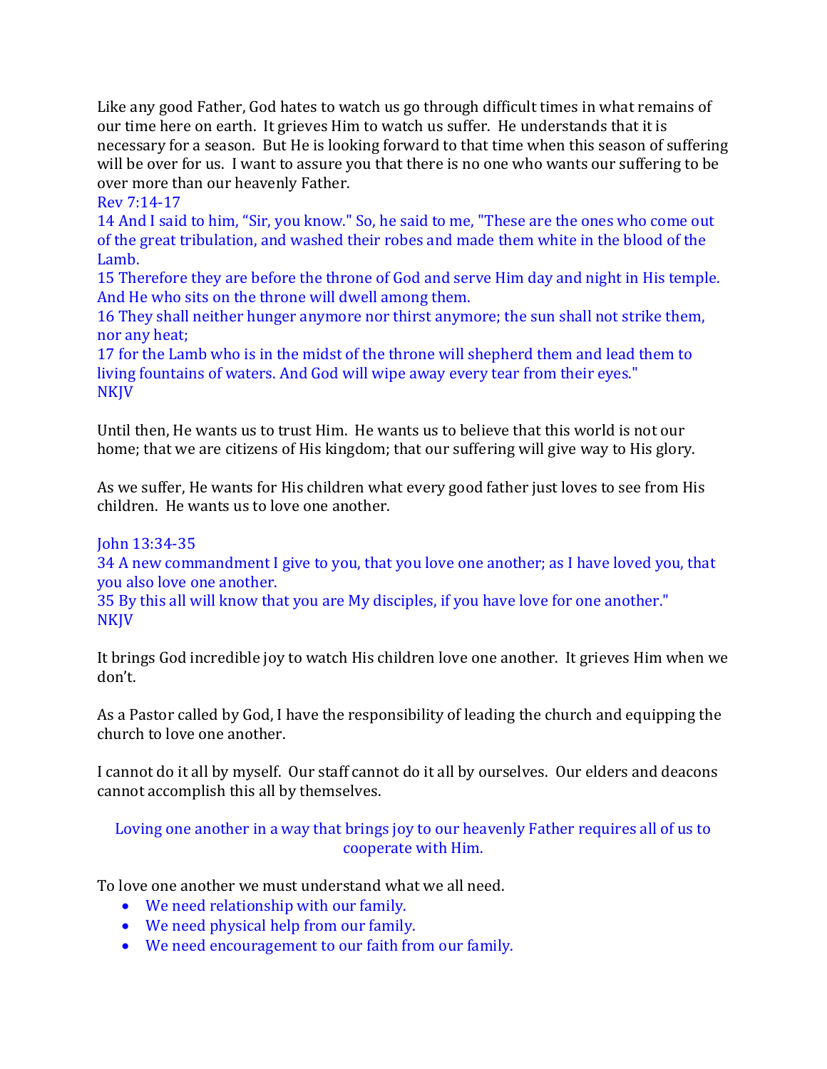Like any good Father, God hates to watch us go through difficult times in what remains of our time here on earth. It grieves Him to watch us suffer. He understands that it is necessary for a season. But He is looking forward to that time when this season of suffering will be over for us. I want to assure you that there is no one who wants our suffering to be over more than our heavenly Father.

Rev 7:14-17
14 And I said to him, "Sir, you know." So, he said to me, "These are the ones who come out of the great tribulation, and washed their robes and made them white in the blood of the Lamb.
15 Therefore they are before the throne of God and serve Him day and night in His temple. And He who sits on the throne will dwell among them.
16 They shall neither hunger anymore nor thirst anymore; the sun shall not strike them, nor any heat;
17 for the Lamb who is in the midst of the throne will shepherd them and lead them to living fountains of waters. And God will wipe away every tear from their eyes."
NKJV

Until then, He wants us to trust Him. He wants us to believe that this world is not our home; that we are citizens of His kingdom; that our suffering will give way to His glory.

As we suffer, He wants for His children what every good father just loves to see from His children. He wants us to love one another.

John 13:34-35
34 A new commandment I give to you, that you love one another; as I have loved you, that you also love one another.
35 By this all will know that you are My disciples, if you have love for one another."
NKJV

It brings God incredible joy to watch His children love one another. It grieves Him when we don't.

As a Pastor called by God, I have the responsibility of leading the church and equipping the church to love one another.

I cannot do it all by myself. Our staff cannot do it all by ourselves. Our elders and deacons cannot accomplish this all by themselves.

Loving one another in a way that brings joy to our heavenly Father requires all of us to cooperate with Him.

To love one another we must understand what we all need.

- We need relationship with our family.
- We need physical help from our family.
- We need encouragement to our faith from our family.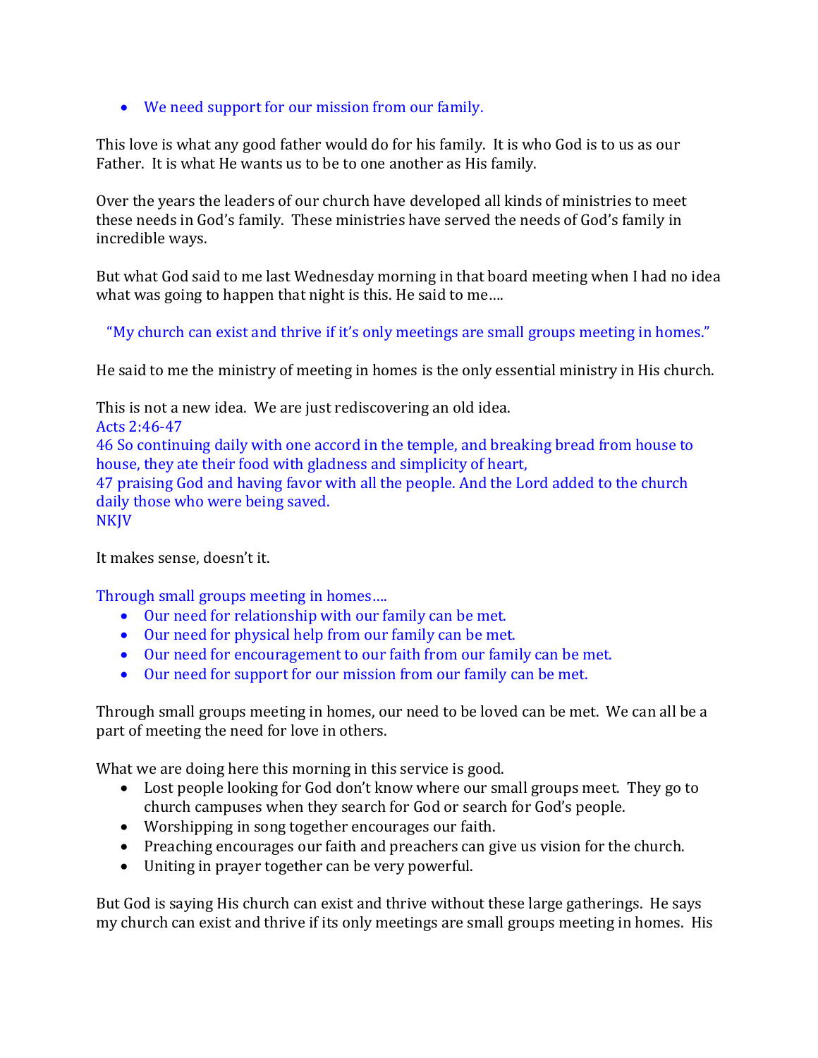- We need support for our mission from our family.

This love is what any good father would do for his family. It is who God is to us as our Father. It is what He wants us to be to one another as His family.

Over the years the leaders of our church have developed all kinds of ministries to meet these needs in God's family. These ministries have served the needs of God's family in incredible ways.

But what God said to me last Wednesday morning in that board meeting when I had no idea what was going to happen that night is this. He said to me….

"My church can exist and thrive if it's only meetings are small groups meeting in homes."

He said to me the ministry of meeting in homes is the only essential ministry in His church.

This is not a new idea. We are just rediscovering an old idea.
Acts 2:46-47
46 So continuing daily with one accord in the temple, and breaking bread from house to house, they ate their food with gladness and simplicity of heart,
47 praising God and having favor with all the people. And the Lord added to the church daily those who were being saved.
NKJV

It makes sense, doesn't it.

Through small groups meeting in homes….
- Our need for relationship with our family can be met.
- Our need for physical help from our family can be met.
- Our need for encouragement to our faith from our family can be met.
- Our need for support for our mission from our family can be met.

Through small groups meeting in homes, our need to be loved can be met. We can all be a part of meeting the need for love in others.

What we are doing here this morning in this service is good.
- Lost people looking for God don't know where our small groups meet. They go to church campuses when they search for God or search for God's people.
- Worshipping in song together encourages our faith.
- Preaching encourages our faith and preachers can give us vision for the church.
- Uniting in prayer together can be very powerful.

But God is saying His church can exist and thrive without these large gatherings. He says my church can exist and thrive if its only meetings are small groups meeting in homes. His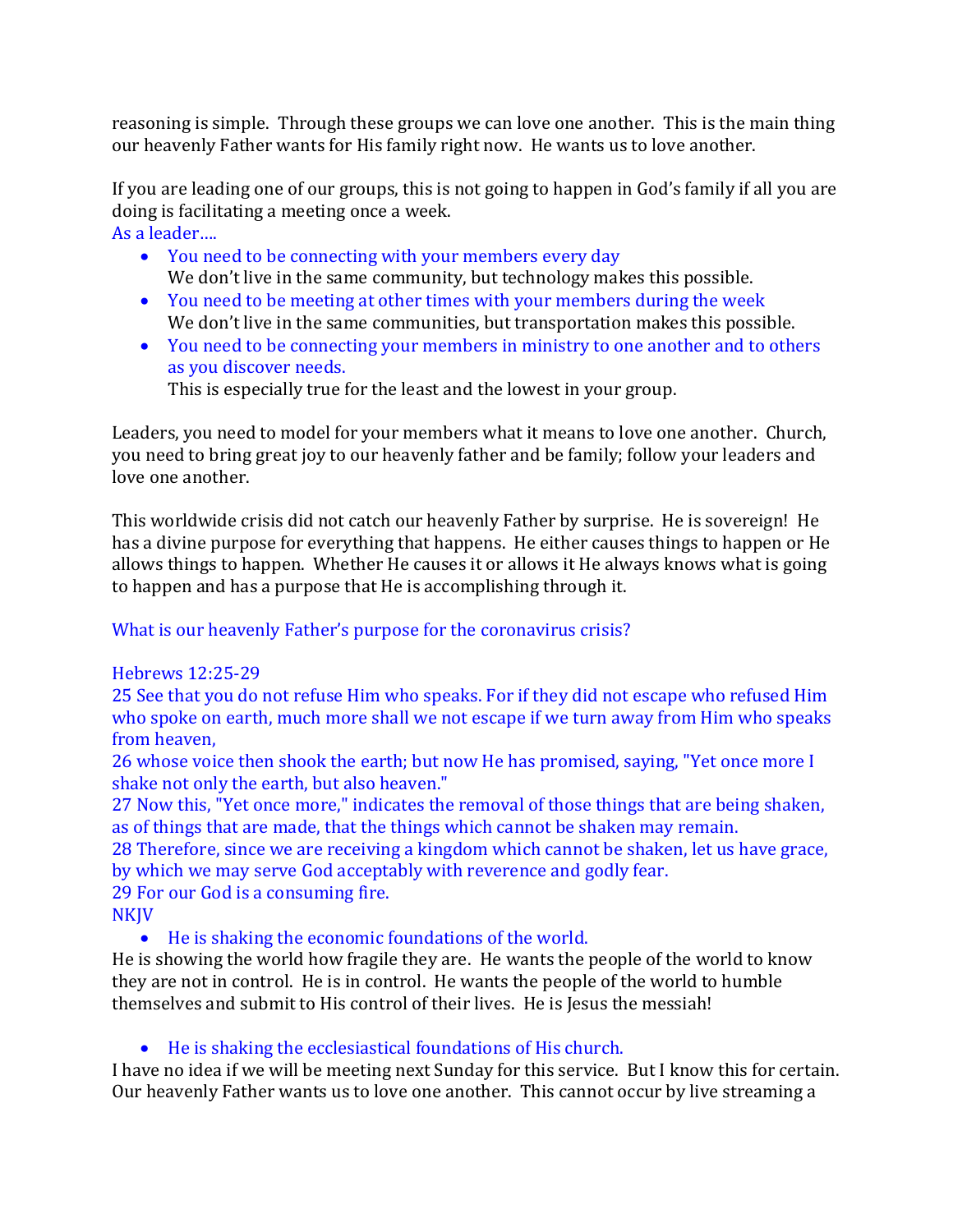reasoning is simple. Through these groups we can love one another. This is the main thing our heavenly Father wants for His family right now. He wants us to love another.

If you are leading one of our groups, this is not going to happen in God's family if all you are doing is facilitating a meeting once a week.

As a leader….

- You need to be connecting with your members every day
  We don't live in the same community, but technology makes this possible.
- You need to be meeting at other times with your members during the week
  We don't live in the same communities, but transportation makes this possible.
- You need to be connecting your members in ministry to one another and to others as you discover needs.
  This is especially true for the least and the lowest in your group.

Leaders, you need to model for your members what it means to love one another. Church, you need to bring great joy to our heavenly father and be family; follow your leaders and love one another.

This worldwide crisis did not catch our heavenly Father by surprise. He is sovereign! He has a divine purpose for everything that happens. He either causes things to happen or He allows things to happen. Whether He causes it or allows it He always knows what is going to happen and has a purpose that He is accomplishing through it.

What is our heavenly Father's purpose for the coronavirus crisis?

Hebrews 12:25-29
25 See that you do not refuse Him who speaks. For if they did not escape who refused Him who spoke on earth, much more shall we not escape if we turn away from Him who speaks from heaven,
26 whose voice then shook the earth; but now He has promised, saying, "Yet once more I shake not only the earth, but also heaven."
27 Now this, "Yet once more," indicates the removal of those things that are being shaken, as of things that are made, that the things which cannot be shaken may remain.
28 Therefore, since we are receiving a kingdom which cannot be shaken, let us have grace, by which we may serve God acceptably with reverence and godly fear.
29 For our God is a consuming fire.
NKJV

- He is shaking the economic foundations of the world.

He is showing the world how fragile they are. He wants the people of the world to know they are not in control. He is in control. He wants the people of the world to humble themselves and submit to His control of their lives. He is Jesus the messiah!

- He is shaking the ecclesiastical foundations of His church.

I have no idea if we will be meeting next Sunday for this service. But I know this for certain. Our heavenly Father wants us to love one another. This cannot occur by live streaming a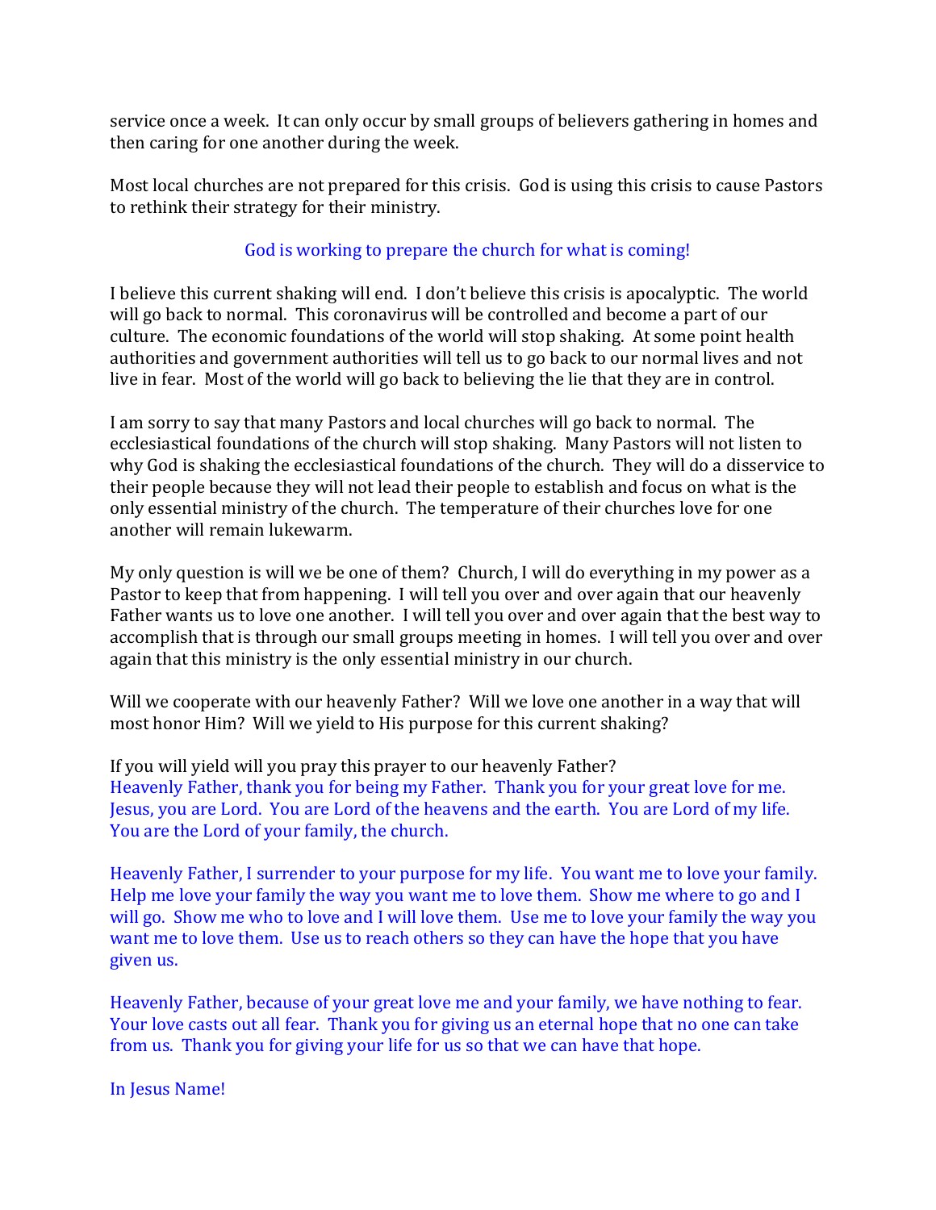service once a week. It can only occur by small groups of believers gathering in homes and then caring for one another during the week.

Most local churches are not prepared for this crisis. God is using this crisis to cause Pastors to rethink their strategy for their ministry.

God is working to prepare the church for what is coming!

I believe this current shaking will end. I don't believe this crisis is apocalyptic. The world will go back to normal. This coronavirus will be controlled and become a part of our culture. The economic foundations of the world will stop shaking. At some point health authorities and government authorities will tell us to go back to our normal lives and not live in fear. Most of the world will go back to believing the lie that they are in control.

I am sorry to say that many Pastors and local churches will go back to normal. The ecclesiastical foundations of the church will stop shaking. Many Pastors will not listen to why God is shaking the ecclesiastical foundations of the church. They will do a disservice to their people because they will not lead their people to establish and focus on what is the only essential ministry of the church. The temperature of their churches love for one another will remain lukewarm.

My only question is will we be one of them? Church, I will do everything in my power as a Pastor to keep that from happening. I will tell you over and over again that our heavenly Father wants us to love one another. I will tell you over and over again that the best way to accomplish that is through our small groups meeting in homes. I will tell you over and over again that this ministry is the only essential ministry in our church.

Will we cooperate with our heavenly Father? Will we love one another in a way that will most honor Him? Will we yield to His purpose for this current shaking?

If you will yield will you pray this prayer to our heavenly Father?
Heavenly Father, thank you for being my Father. Thank you for your great love for me. Jesus, you are Lord. You are Lord of the heavens and the earth. You are Lord of my life. You are the Lord of your family, the church.

Heavenly Father, I surrender to your purpose for my life. You want me to love your family. Help me love your family the way you want me to love them. Show me where to go and I will go. Show me who to love and I will love them. Use me to love your family the way you want me to love them. Use us to reach others so they can have the hope that you have given us.

Heavenly Father, because of your great love me and your family, we have nothing to fear. Your love casts out all fear. Thank you for giving us an eternal hope that no one can take from us. Thank you for giving your life for us so that we can have that hope.

In Jesus Name!